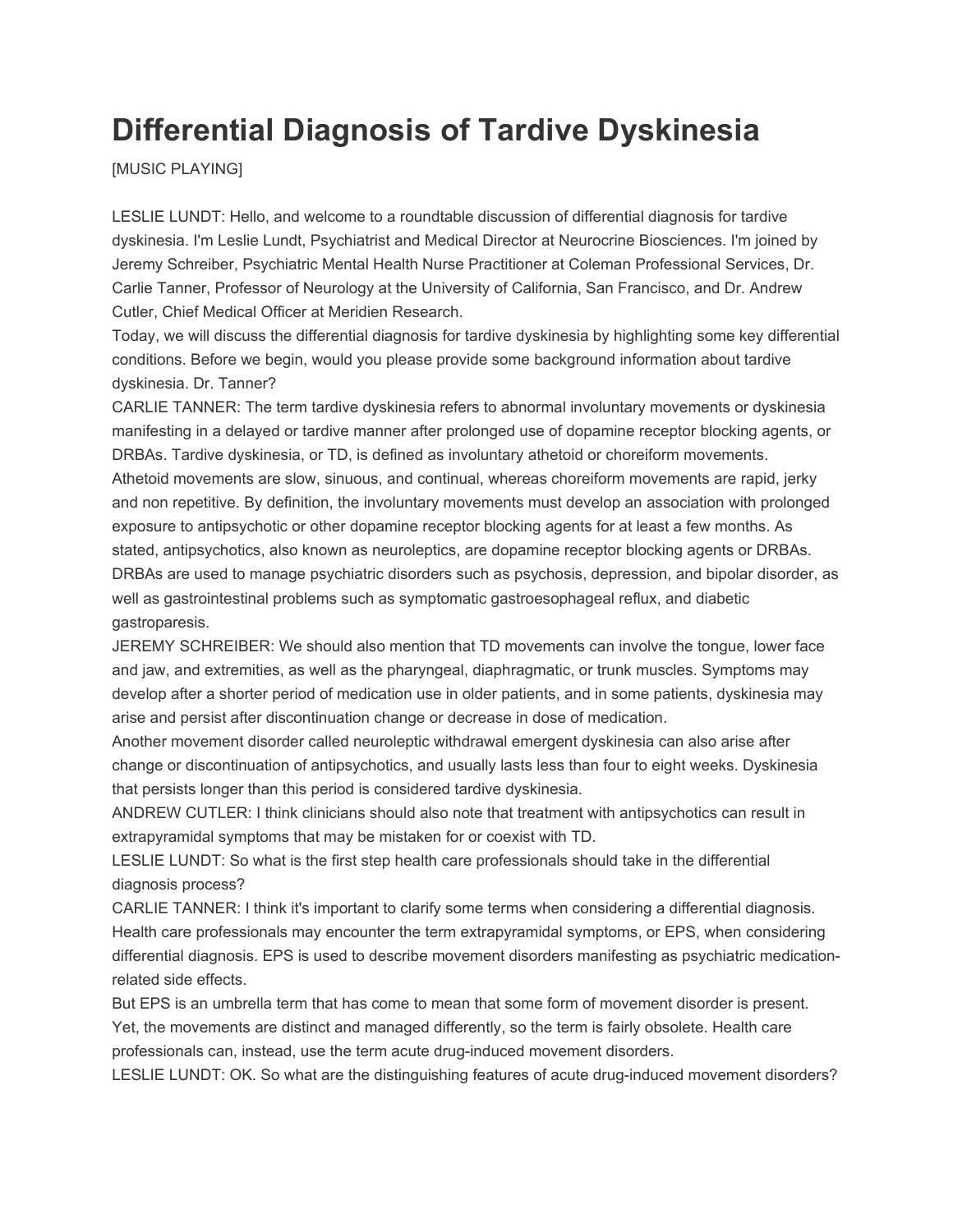# Differential Diagnosis of Tardive Dyskinesia

[MUSIC PLAYING]

LESLIE LUNDT: Hello, and welcome to a roundtable discussion of differential diagnosis for tardive dyskinesia. I'm Leslie Lundt, Psychiatrist and Medical Director at Neurocrine Biosciences. I'm joined by Jeremy Schreiber, Psychiatric Mental Health Nurse Practitioner at Coleman Professional Services, Dr. Carlie Tanner, Professor of Neurology at the University of California, San Francisco, and Dr. Andrew Cutler, Chief Medical Officer at Meridien Research.

Today, we will discuss the differential diagnosis for tardive dyskinesia by highlighting some key differential conditions. Before we begin, would you please provide some background information about tardive dyskinesia. Dr. Tanner?

CARLIE TANNER: The term tardive dyskinesia refers to abnormal involuntary movements or dyskinesia manifesting in a delayed or tardive manner after prolonged use of dopamine receptor blocking agents, or DRBAs. Tardive dyskinesia, or TD, is defined as involuntary athetoid or choreiform movements. Athetoid movements are slow, sinuous, and continual, whereas choreiform movements are rapid, jerky and non repetitive. By definition, the involuntary movements must develop an association with prolonged exposure to antipsychotic or other dopamine receptor blocking agents for at least a few months. As stated, antipsychotics, also known as neuroleptics, are dopamine receptor blocking agents or DRBAs. DRBAs are used to manage psychiatric disorders such as psychosis, depression, and bipolar disorder, as well as gastrointestinal problems such as symptomatic gastroesophageal reflux, and diabetic gastroparesis.

JEREMY SCHREIBER: We should also mention that TD movements can involve the tongue, lower face and jaw, and extremities, as well as the pharyngeal, diaphragmatic, or trunk muscles. Symptoms may develop after a shorter period of medication use in older patients, and in some patients, dyskinesia may arise and persist after discontinuation change or decrease in dose of medication.

Another movement disorder called neuroleptic withdrawal emergent dyskinesia can also arise after change or discontinuation of antipsychotics, and usually lasts less than four to eight weeks. Dyskinesia that persists longer than this period is considered tardive dyskinesia.

ANDREW CUTLER: I think clinicians should also note that treatment with antipsychotics can result in extrapyramidal symptoms that may be mistaken for or coexist with TD.

LESLIE LUNDT: So what is the first step health care professionals should take in the differential diagnosis process?

CARLIE TANNER: I think it's important to clarify some terms when considering a differential diagnosis. Health care professionals may encounter the term extrapyramidal symptoms, or EPS, when considering differential diagnosis. EPS is used to describe movement disorders manifesting as psychiatric medication-related side effects.

But EPS is an umbrella term that has come to mean that some form of movement disorder is present. Yet, the movements are distinct and managed differently, so the term is fairly obsolete. Health care professionals can, instead, use the term acute drug-induced movement disorders.

LESLIE LUNDT: OK. So what are the distinguishing features of acute drug-induced movement disorders?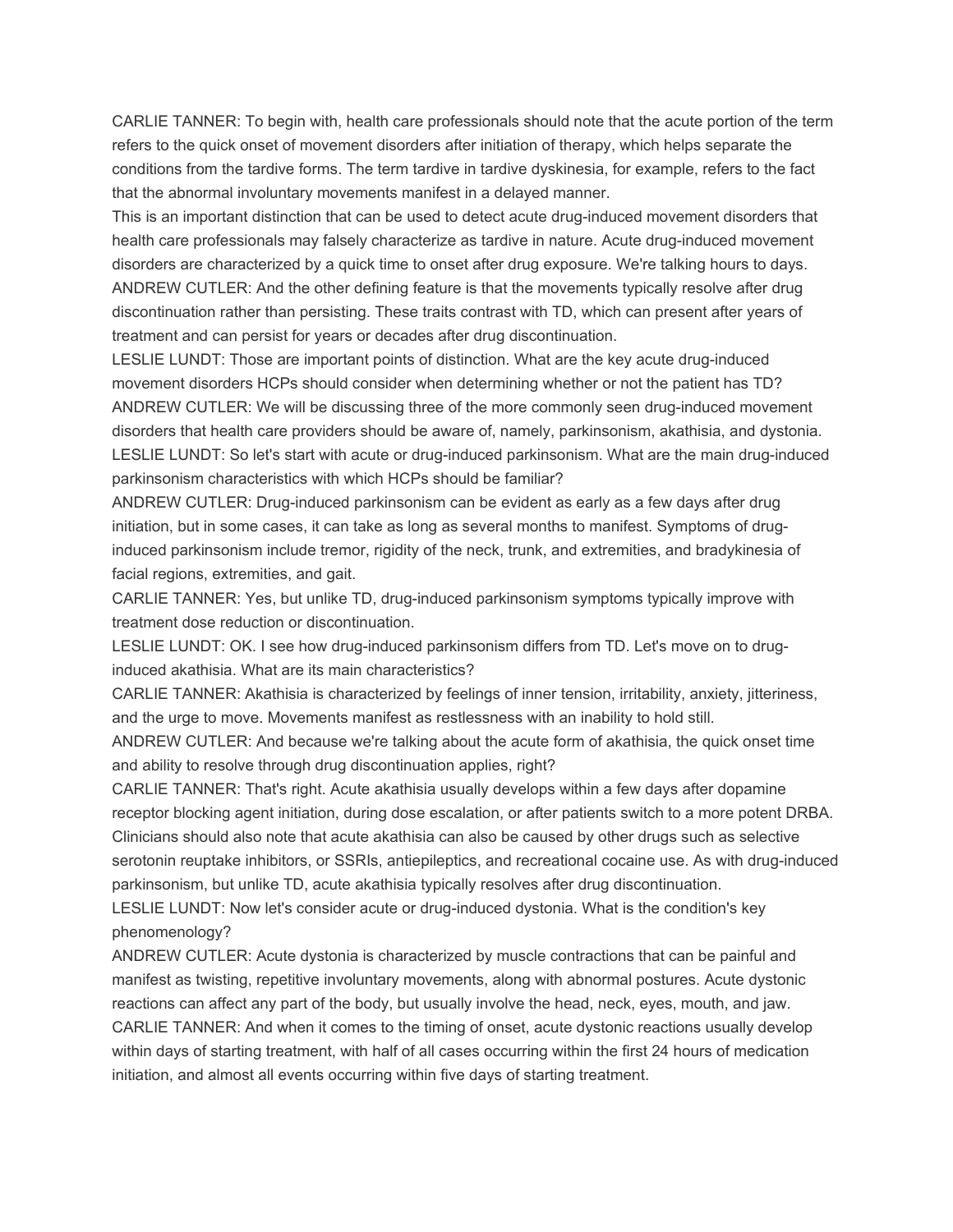CARLIE TANNER: To begin with, health care professionals should note that the acute portion of the term refers to the quick onset of movement disorders after initiation of therapy, which helps separate the conditions from the tardive forms. The term tardive in tardive dyskinesia, for example, refers to the fact that the abnormal involuntary movements manifest in a delayed manner.

This is an important distinction that can be used to detect acute drug-induced movement disorders that health care professionals may falsely characterize as tardive in nature. Acute drug-induced movement disorders are characterized by a quick time to onset after drug exposure. We're talking hours to days.

ANDREW CUTLER: And the other defining feature is that the movements typically resolve after drug discontinuation rather than persisting. These traits contrast with TD, which can present after years of treatment and can persist for years or decades after drug discontinuation.

LESLIE LUNDT: Those are important points of distinction. What are the key acute drug-induced movement disorders HCPs should consider when determining whether or not the patient has TD?

ANDREW CUTLER: We will be discussing three of the more commonly seen drug-induced movement disorders that health care providers should be aware of, namely, parkinsonism, akathisia, and dystonia.

LESLIE LUNDT: So let's start with acute or drug-induced parkinsonism. What are the main drug-induced parkinsonism characteristics with which HCPs should be familiar?

ANDREW CUTLER: Drug-induced parkinsonism can be evident as early as a few days after drug initiation, but in some cases, it can take as long as several months to manifest. Symptoms of drug-induced parkinsonism include tremor, rigidity of the neck, trunk, and extremities, and bradykinesia of facial regions, extremities, and gait.

CARLIE TANNER: Yes, but unlike TD, drug-induced parkinsonism symptoms typically improve with treatment dose reduction or discontinuation.

LESLIE LUNDT: OK. I see how drug-induced parkinsonism differs from TD. Let's move on to drug-induced akathisia. What are its main characteristics?

CARLIE TANNER: Akathisia is characterized by feelings of inner tension, irritability, anxiety, jitteriness, and the urge to move. Movements manifest as restlessness with an inability to hold still.

ANDREW CUTLER: And because we're talking about the acute form of akathisia, the quick onset time and ability to resolve through drug discontinuation applies, right?

CARLIE TANNER: That's right. Acute akathisia usually develops within a few days after dopamine receptor blocking agent initiation, during dose escalation, or after patients switch to a more potent DRBA. Clinicians should also note that acute akathisia can also be caused by other drugs such as selective serotonin reuptake inhibitors, or SSRIs, antiepileptics, and recreational cocaine use. As with drug-induced parkinsonism, but unlike TD, acute akathisia typically resolves after drug discontinuation.

LESLIE LUNDT: Now let's consider acute or drug-induced dystonia. What is the condition's key phenomenology?

ANDREW CUTLER: Acute dystonia is characterized by muscle contractions that can be painful and manifest as twisting, repetitive involuntary movements, along with abnormal postures. Acute dystonic reactions can affect any part of the body, but usually involve the head, neck, eyes, mouth, and jaw.

CARLIE TANNER: And when it comes to the timing of onset, acute dystonic reactions usually develop within days of starting treatment, with half of all cases occurring within the first 24 hours of medication initiation, and almost all events occurring within five days of starting treatment.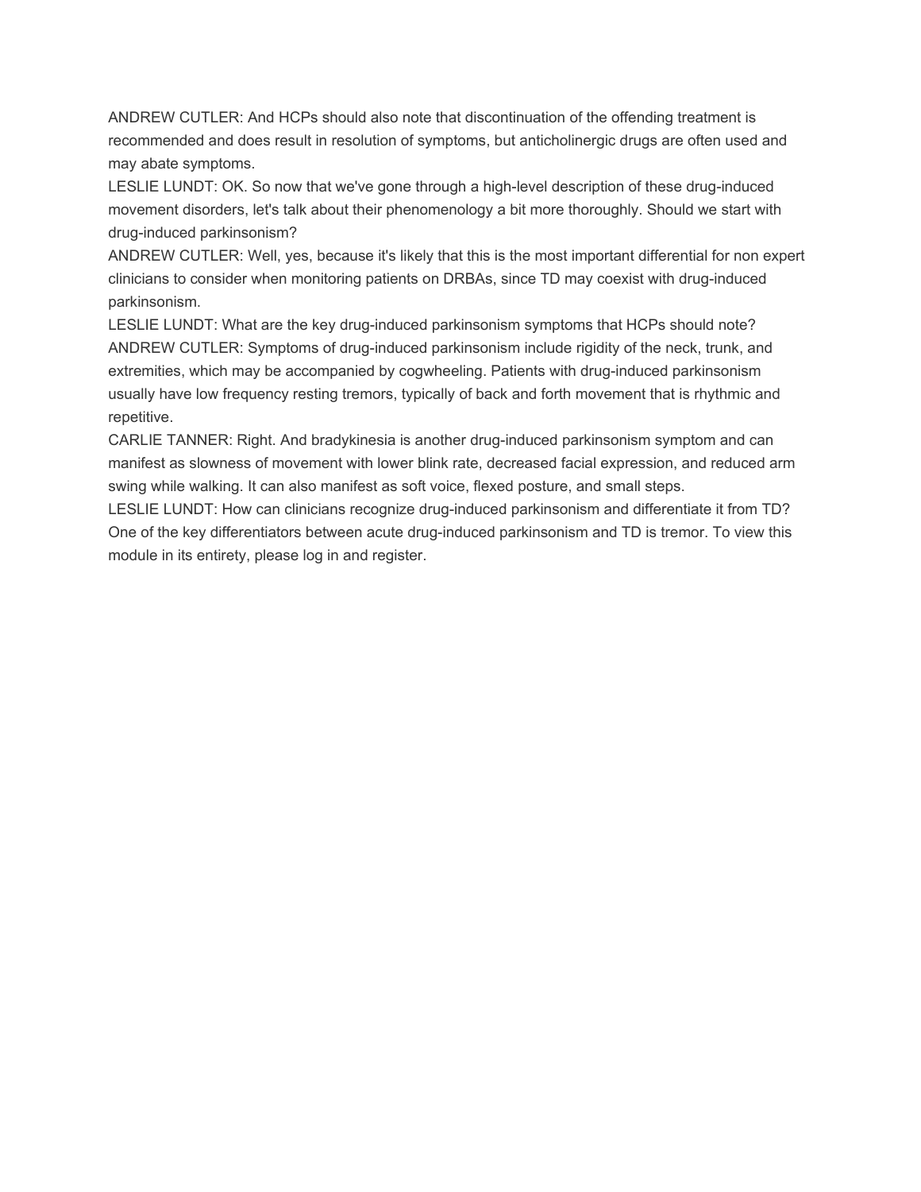ANDREW CUTLER: And HCPs should also note that discontinuation of the offending treatment is recommended and does result in resolution of symptoms, but anticholinergic drugs are often used and may abate symptoms.

LESLIE LUNDT: OK. So now that we've gone through a high-level description of these drug-induced movement disorders, let's talk about their phenomenology a bit more thoroughly. Should we start with drug-induced parkinsonism?

ANDREW CUTLER: Well, yes, because it's likely that this is the most important differential for non expert clinicians to consider when monitoring patients on DRBAs, since TD may coexist with drug-induced parkinsonism.

LESLIE LUNDT: What are the key drug-induced parkinsonism symptoms that HCPs should note?

ANDREW CUTLER: Symptoms of drug-induced parkinsonism include rigidity of the neck, trunk, and extremities, which may be accompanied by cogwheeling. Patients with drug-induced parkinsonism usually have low frequency resting tremors, typically of back and forth movement that is rhythmic and repetitive.

CARLIE TANNER: Right. And bradykinesia is another drug-induced parkinsonism symptom and can manifest as slowness of movement with lower blink rate, decreased facial expression, and reduced arm swing while walking. It can also manifest as soft voice, flexed posture, and small steps.

LESLIE LUNDT: How can clinicians recognize drug-induced parkinsonism and differentiate it from TD? One of the key differentiators between acute drug-induced parkinsonism and TD is tremor. To view this module in its entirety, please log in and register.